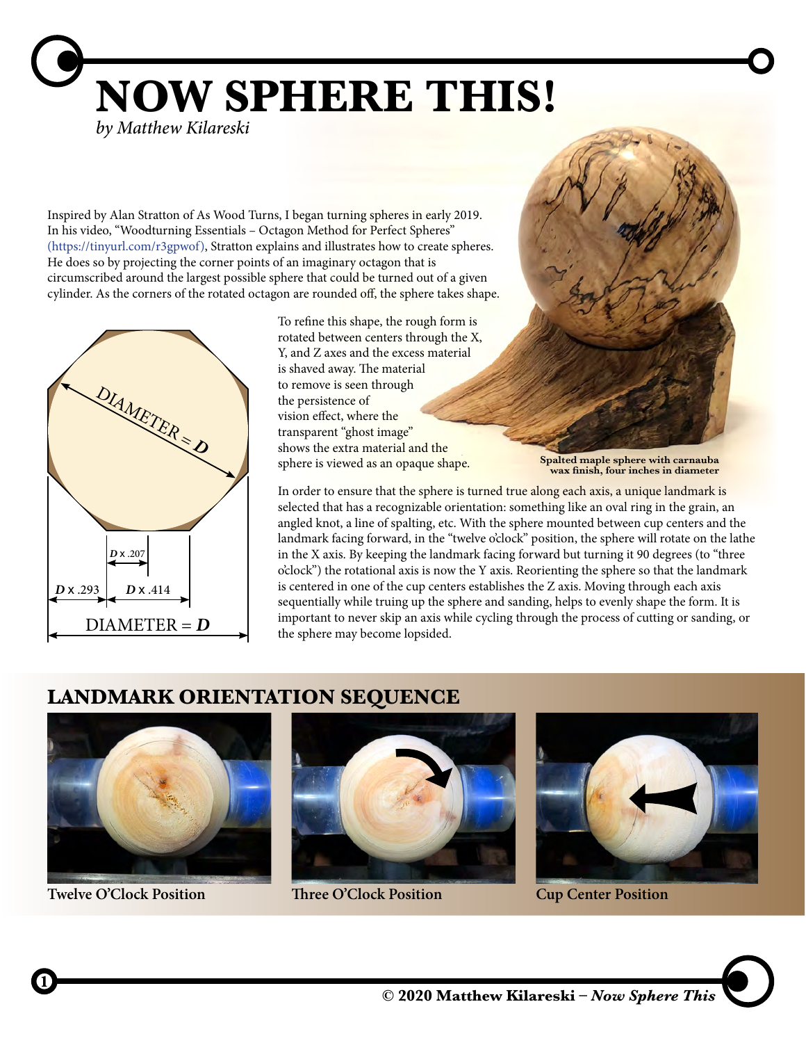# NOW SPHERE THIS!

*by Matthew Kilareski*

Inspired by Alan Stratton of As Wood Turns, I began turning spheres in early 2019. In his video, "Woodturning Essentials – Octagon Method for Perfect Spheres" (https://tinyurl.com/r3gpwof), Stratton explains and illustrates how to create spheres. He does so by projecting the corner points of an imaginary octagon that is circumscribed around the largest possible sphere that could be turned out of a given cylinder. As the corners of the rotated octagon are rounded off, the sphere takes shape.

DIAMETER = ***D***

***D*** x .207

***D*** x .293 ***D*** x .414

DIAMETER = ***D***

To refine this shape, the rough form is rotated between centers through the X, Y, and Z axes and the excess material is shaved away. The material to remove is seen through the persistence of vision effect, where the transparent "ghost image" shows the extra material and the sphere is viewed as an opaque shape.

**Spalted maple sphere with carnauba wax finish, four inches in diameter**

In order to ensure that the sphere is turned true along each axis, a unique landmark is selected that has a recognizable orientation: something like an oval ring in the grain, an angled knot, a line of spalting, etc. With the sphere mounted between cup centers and the landmark facing forward, in the "twelve o'clock" position, the sphere will rotate on the lathe in the X axis. By keeping the landmark facing forward but turning it 90 degrees (to "three o'clock") the rotational axis is now the Y axis. Reorienting the sphere so that the landmark is centered in one of the cup centers establishes the Z axis. Moving through each axis sequentially while truing up the sphere and sanding, helps to evenly shape the form. It is important to never skip an axis while cycling through the process of cutting or sanding, or the sphere may become lopsided.

## LANDMARK ORIENTATION SEQUENCE

**Twelve O'Clock Position**

**Three O'Clock Position**

**Cup Center Position**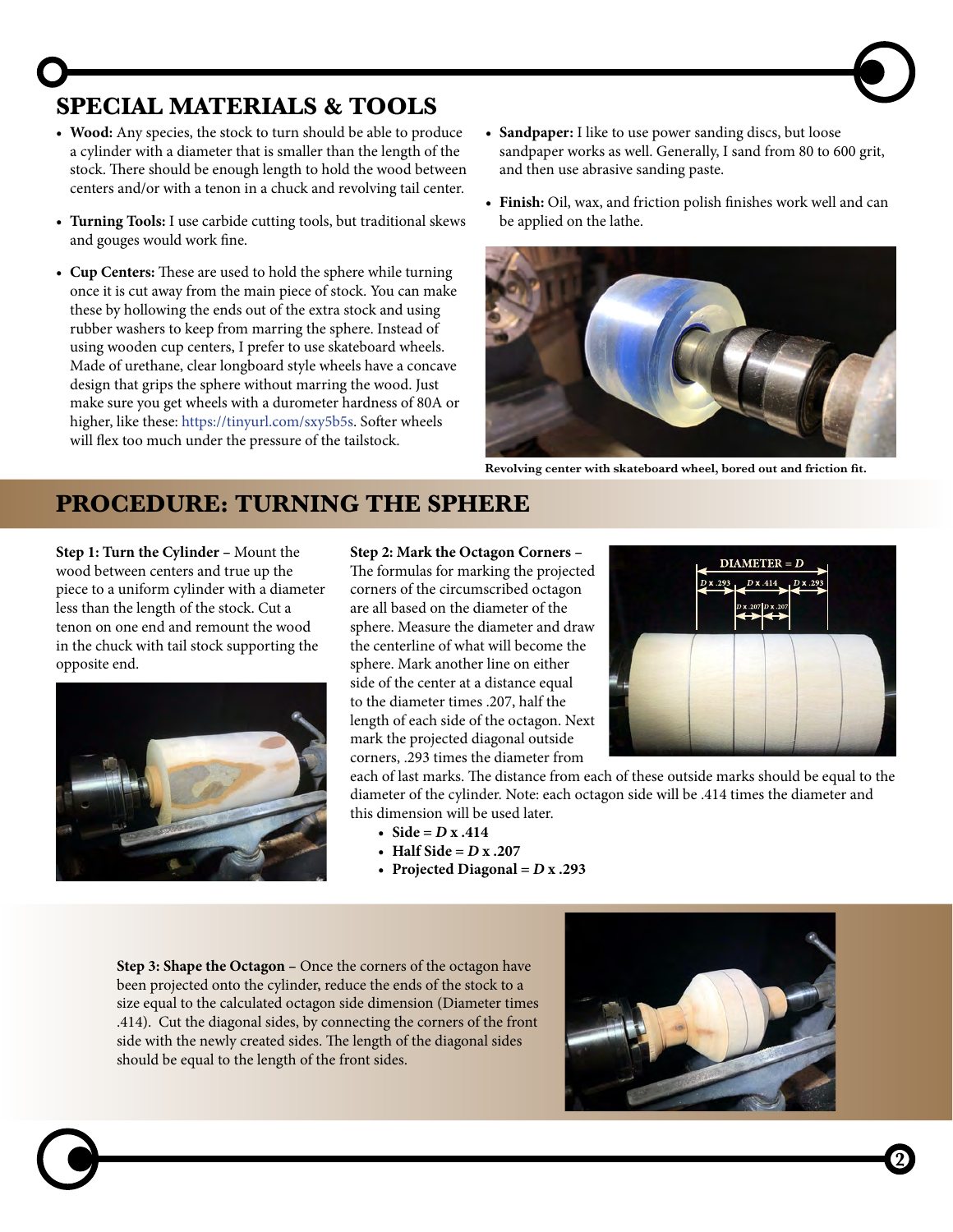## SPECIAL MATERIALS & TOOLS

- **Wood:** Any species, the stock to turn should be able to produce a cylinder with a diameter that is smaller than the length of the stock. There should be enough length to hold the wood between centers and/or with a tenon in a chuck and revolving tail center.
- **Turning Tools:** I use carbide cutting tools, but traditional skews and gouges would work fine.
- **Cup Centers:** These are used to hold the sphere while turning once it is cut away from the main piece of stock. You can make these by hollowing the ends out of the extra stock and using rubber washers to keep from marring the sphere. Instead of using wooden cup centers, I prefer to use skateboard wheels. Made of urethane, clear longboard style wheels have a concave design that grips the sphere without marring the wood. Just make sure you get wheels with a durometer hardness of 80A or higher, like these: https://tinyurl.com/sxy5b5s. Softer wheels will flex too much under the pressure of the tailstock.
- **Sandpaper:** I like to use power sanding discs, but loose sandpaper works as well. Generally, I sand from 80 to 600 grit, and then use abrasive sanding paste.
- **Finish:** Oil, wax, and friction polish finishes work well and can be applied on the lathe.

Revolving center with skateboard wheel, bored out and friction fit.

## PROCEDURE: TURNING THE SPHERE

**Step 1: Turn the Cylinder** – Mount the wood between centers and true up the piece to a uniform cylinder with a diameter less than the length of the stock. Cut a tenon on one end and remount the wood in the chuck with tail stock supporting the opposite end.

**Step 2: Mark the Octagon Corners** – The formulas for marking the projected corners of the circumscribed octagon are all based on the diameter of the sphere. Measure the diameter and draw the centerline of what will become the sphere. Mark another line on either side of the center at a distance equal to the diameter times .207, half the length of each side of the octagon. Next mark the projected diagonal outside corners, .293 times the diameter from each of last marks. The distance from each of these outside marks should be equal to the diameter of the cylinder. Note: each octagon side will be .414 times the diameter and this dimension will be used later.

- **Side =** ***D*** **x .414**
- **Half Side =** ***D*** **x .207**
- **Projected Diagonal =** ***D*** **x .293**

**Step 3: Shape the Octagon** – Once the corners of the octagon have been projected onto the cylinder, reduce the ends of the stock to a size equal to the calculated octagon side dimension (Diameter times .414). Cut the diagonal sides, by connecting the corners of the front side with the newly created sides. The length of the diagonal sides should be equal to the length of the front sides.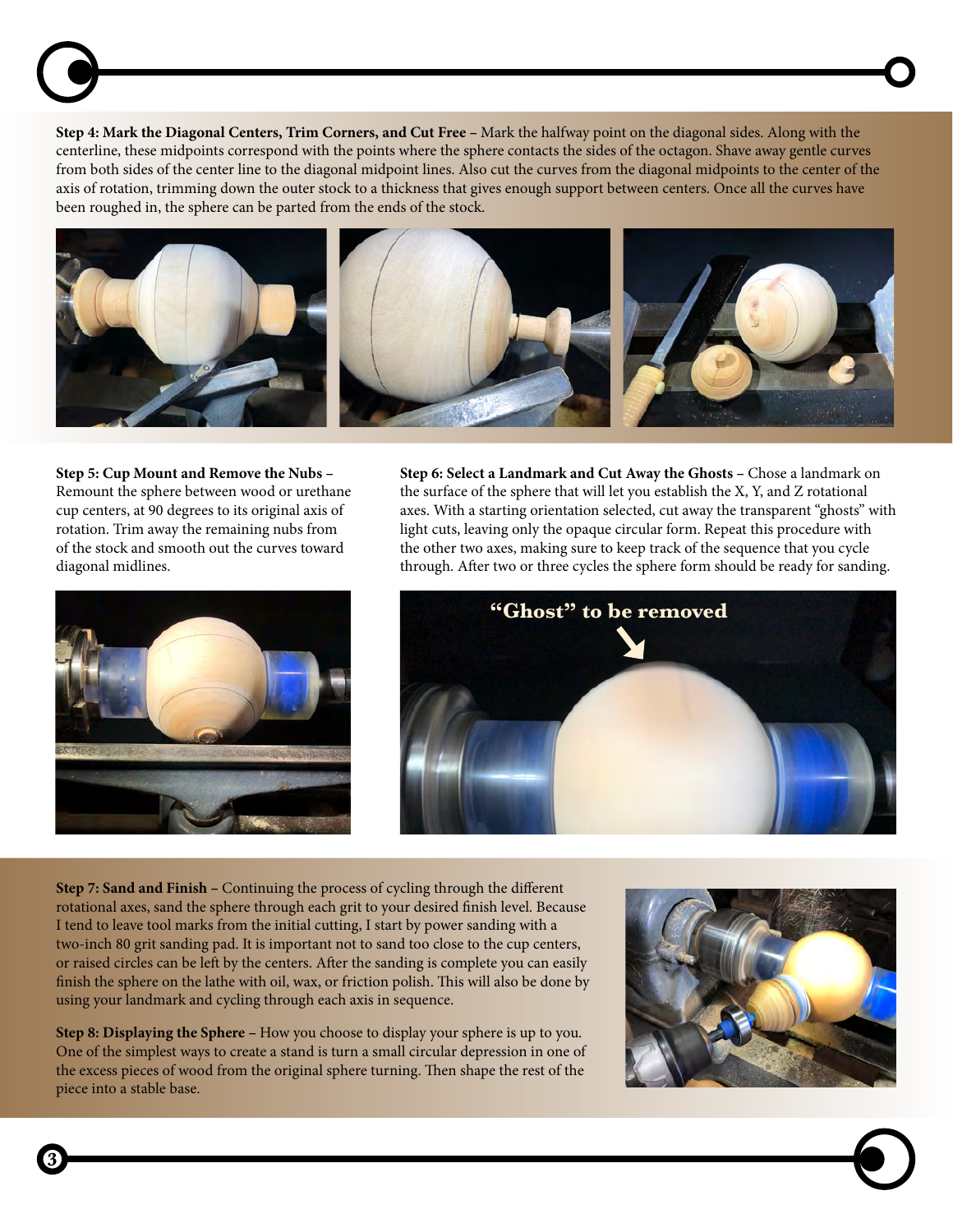**Step 4: Mark the Diagonal Centers, Trim Corners, and Cut Free** – Mark the halfway point on the diagonal sides. Along with the centerline, these midpoints correspond with the points where the sphere contacts the sides of the octagon. Shave away gentle curves from both sides of the center line to the diagonal midpoint lines. Also cut the curves from the diagonal midpoints to the center of the axis of rotation, trimming down the outer stock to a thickness that gives enough support between centers. Once all the curves have been roughed in, the sphere can be parted from the ends of the stock.

**Step 5: Cup Mount and Remove the Nubs** – Remount the sphere between wood or urethane cup centers, at 90 degrees to its original axis of rotation. Trim away the remaining nubs from of the stock and smooth out the curves toward diagonal midlines.

**Step 6: Select a Landmark and Cut Away the Ghosts** – Chose a landmark on the surface of the sphere that will let you establish the X, Y, and Z rotational axes. With a starting orientation selected, cut away the transparent "ghosts" with light cuts, leaving only the opaque circular form. Repeat this procedure with the other two axes, making sure to keep track of the sequence that you cycle through. After two or three cycles the sphere form should be ready for sanding.

"Ghost" to be removed

**Step 7: Sand and Finish** – Continuing the process of cycling through the different rotational axes, sand the sphere through each grit to your desired finish level. Because I tend to leave tool marks from the initial cutting, I start by power sanding with a two-inch 80 grit sanding pad. It is important not to sand too close to the cup centers, or raised circles can be left by the centers. After the sanding is complete you can easily finish the sphere on the lathe with oil, wax, or friction polish. This will also be done by using your landmark and cycling through each axis in sequence.

**Step 8: Displaying the Sphere** – How you choose to display your sphere is up to you. One of the simplest ways to create a stand is turn a small circular depression in one of the excess pieces of wood from the original sphere turning. Then shape the rest of the piece into a stable base.